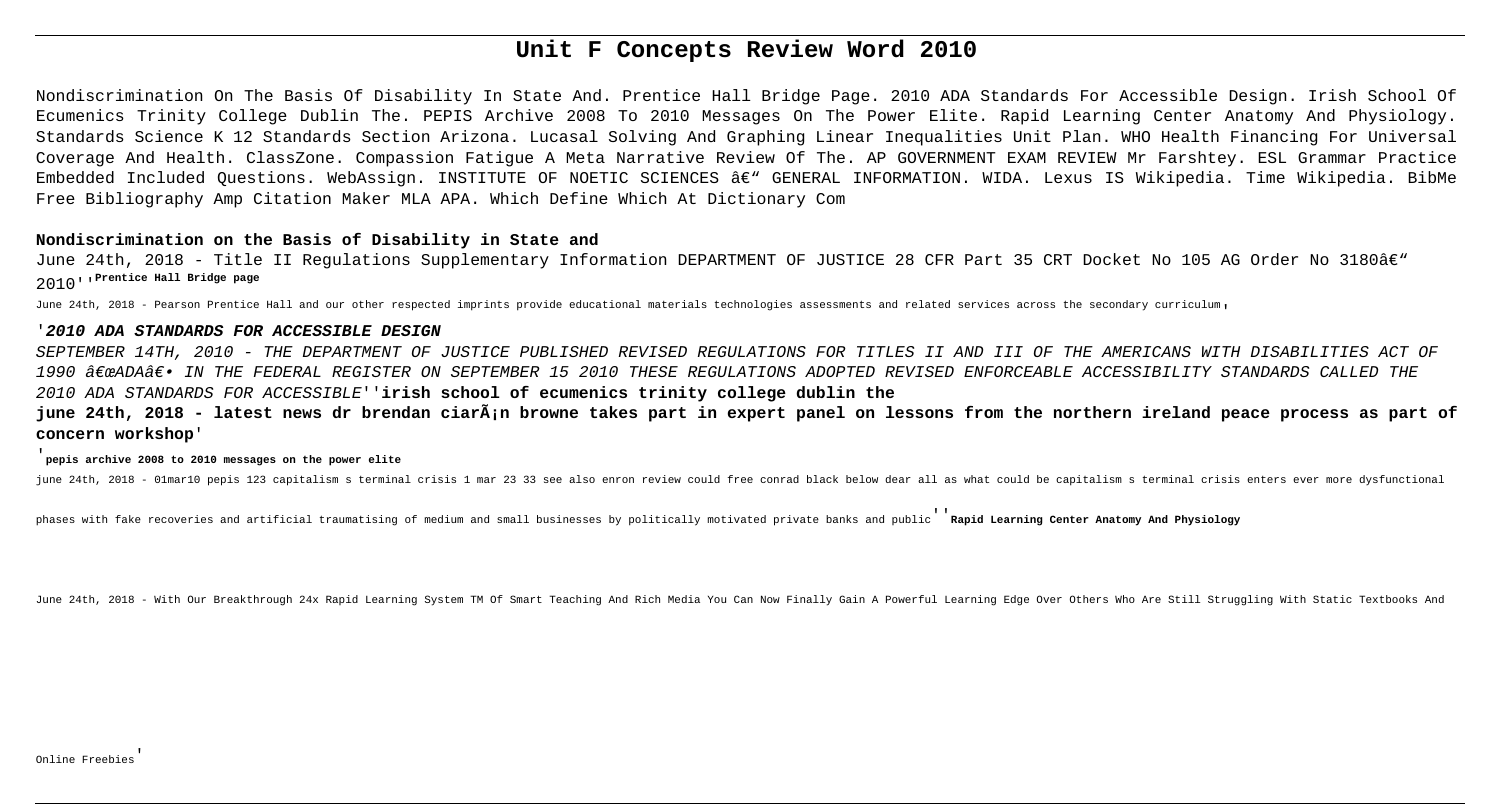# Unit F Concepts Review Word 2010

Nondiscrimination On The Basis Of Disability In State And. Prentice Hall Bridge Page. 2010 ADA Standards For Accessible Design. Irish School Of Ecumenics Trinity College Dublin The. PEPIS Archive 2008 To 2010 Messages On The Power Elite. Rapid Learning Center Anatomy And Physiology. Standards Science K 12 Standards Section Arizona. Lucasal Solving And Graphing Linear Inequalities Unit Plan. WHO Health Financing For Universal Coverage And Health. ClassZone. Compassion Fatigue A Meta Narrative Review Of The. AP GOVERNMENT EXAM REVIEW Mr Farshtey. ESL Grammar Practice Embedded Included Questions. WebAssign. INSTITUTE OF NOETIC SCIENCES â€" GENERAL INFORMATION. WIDA. Lexus IS Wikipedia. Time Wikipedia. BibMe Free Bibliography Amp Citation Maker MLA APA. Which Define Which At Dictionary Com

## Nondiscrimination on the Basis of Disability in State and

June 24th, 2018 - Title II Regulations Supplementary Information DEPARTMENT OF JUSTICE 28 CFR Part 35 CRT Docket No 105 AG Order No 3180â€" 2010''**Prentice Hall Bridge page**

June 24th, 2018 - Pearson Prentice Hall and our other respected imprints provide educational materials technologies assessments and related services across the secondary curriculum'

'***2010 ADA STANDARDS FOR ACCESSIBLE DESIGN***

*SEPTEMBER 14TH, 2010 - THE DEPARTMENT OF JUSTICE PUBLISHED REVISED REGULATIONS FOR TITLES II AND III OF THE AMERICANS WITH DISABILITIES ACT OF 1990 â€œADAâ€• IN THE FEDERAL REGISTER ON SEPTEMBER 15 2010 THESE REGULATIONS ADOPTED REVISED ENFORCEABLE ACCESSIBILITY STANDARDS CALLED THE 2010 ADA STANDARDS FOR ACCESSIBLE*''**irish school of ecumenics trinity college dublin the**

**june 24th, 2018 - latest news dr brendan ciarÃ¡n browne takes part in expert panel on lessons from the northern ireland peace process as part of concern workshop**'

'**pepis archive 2008 to 2010 messages on the power elite**

june 24th, 2018 - 01mar10 pepis 123 capitalism s terminal crisis 1 mar 23 33 see also enron review could free conrad black below dear all as what could be capitalism s terminal crisis enters ever more dysfunctional phases with fake recoveries and artificial traumatising of medium and small businesses by politically motivated private banks and public''**Rapid Learning Center Anatomy And Physiology**

June 24th, 2018 - With Our Breakthrough 24x Rapid Learning System TM Of Smart Teaching And Rich Media You Can Now Finally Gain A Powerful Learning Edge Over Others Who Are Still Struggling With Static Textbooks And Online Freebies'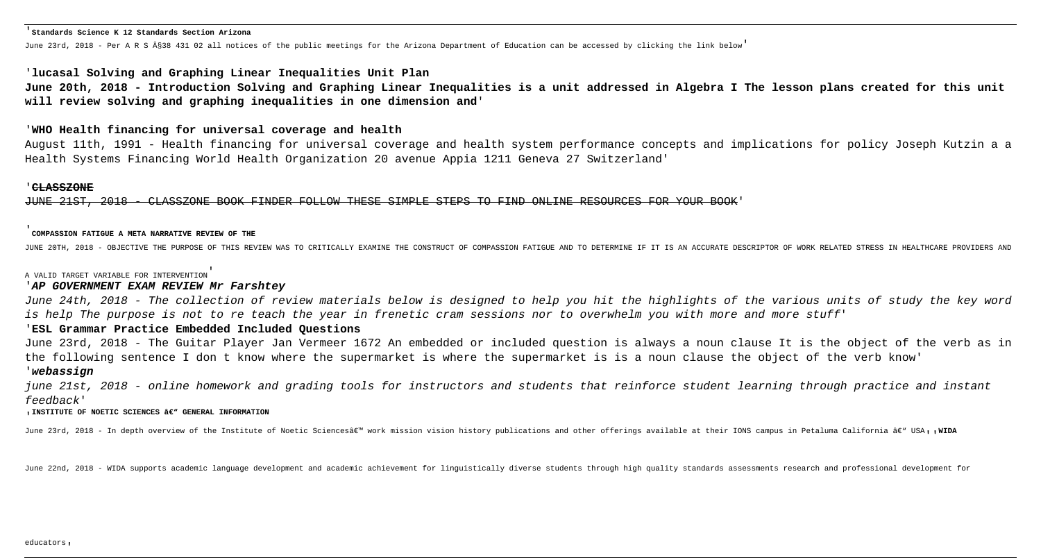**'Standards Science K 12 Standards Section Arizona**

June 23rd, 2018 - Per A R S Â§38 431 02 all notices of the public meetings for the Arizona Department of Education can be accessed by clicking the link below'

**'lucasal Solving and Graphing Linear Inequalities Unit Plan**

**June 20th, 2018 - Introduction Solving and Graphing Linear Inequalities is a unit addressed in Algebra I The lesson plans created for this unit will review solving and graphing inequalities in one dimension and'**

**'WHO Health financing for universal coverage and health**

August 11th, 1991 - Health financing for universal coverage and health system performance concepts and implications for policy Joseph Kutzin a a Health Systems Financing World Health Organization 20 avenue Appia 1211 Geneva 27 Switzerland'

**'~~CLASSZONE~~**

~~JUNE 21ST, 2018 - CLASSZONE BOOK FINDER FOLLOW THESE SIMPLE STEPS TO FIND ONLINE RESOURCES FOR YOUR BOOK~~'

**'COMPASSION FATIGUE A META NARRATIVE REVIEW OF THE**

JUNE 20TH, 2018 - OBJECTIVE THE PURPOSE OF THIS REVIEW WAS TO CRITICALLY EXAMINE THE CONSTRUCT OF COMPASSION FATIGUE AND TO DETERMINE IF IT IS AN ACCURATE DESCRIPTOR OF WORK RELATED STRESS IN HEALTHCARE PROVIDERS AND A VALID TARGET VARIABLE FOR INTERVENTION'

***'AP GOVERNMENT EXAM REVIEW Mr Farshtey***

*June 24th, 2018 - The collection of review materials below is designed to help you hit the highlights of the various units of study the key word is help The purpose is not to re teach the year in frenetic cram sessions nor to overwhelm you with more and more stuff'*

**'ESL Grammar Practice Embedded Included Questions**

June 23rd, 2018 - The Guitar Player Jan Vermeer 1672 An embedded or included question is always a noun clause It is the object of the verb as in the following sentence I don t know where the supermarket is where the supermarket is is a noun clause the object of the verb know'

***'webassign***

*june 21st, 2018 - online homework and grading tools for instructors and students that reinforce student learning through practice and instant feedback'*

**'INSTITUTE OF NOETIC SCIENCES â€" GENERAL INFORMATION**

June 23rd, 2018 - In depth overview of the Institute of Noetic Sciencesâ€™ work mission vision history publications and other offerings available at their IONS campus in Petaluma California â€" USA' '**WIDA**

June 22nd, 2018 - WIDA supports academic language development and academic achievement for linguistically diverse students through high quality standards assessments research and professional development for educators'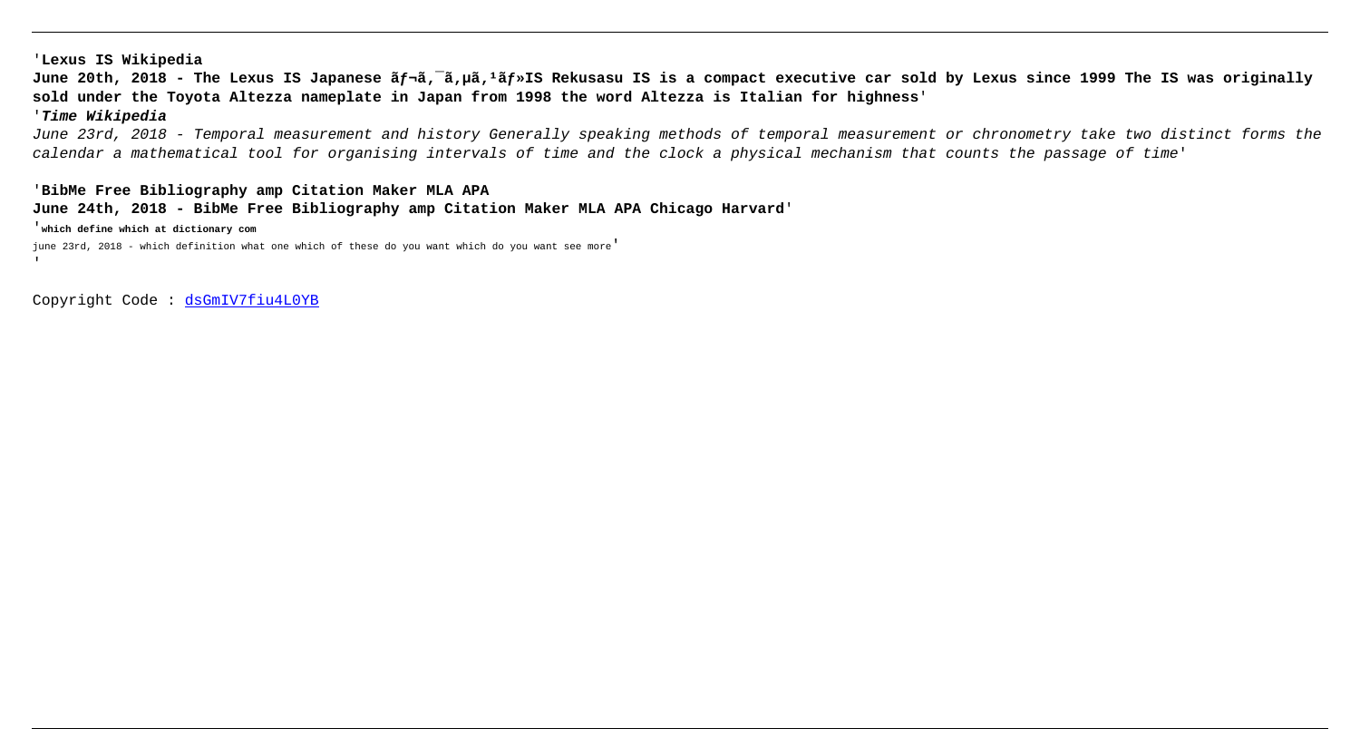'**Lexus IS Wikipedia**

**June 20th, 2018 - The Lexus IS Japanese ãƒ¬ã‚¯ã‚µã‚¹ãƒ»IS Rekusasu IS is a compact executive car sold by Lexus since 1999 The IS was originally sold under the Toyota Altezza nameplate in Japan from 1998 the word Altezza is Italian for highness**'

'***Time Wikipedia***

*June 23rd, 2018 - Temporal measurement and history Generally speaking methods of temporal measurement or chronometry take two distinct forms the calendar a mathematical tool for organising intervals of time and the clock a physical mechanism that counts the passage of time*'

'**BibMe Free Bibliography amp Citation Maker MLA APA**

**June 24th, 2018 - BibMe Free Bibliography amp Citation Maker MLA APA Chicago Harvard**'

'**which define which at dictionary com**

june 23rd, 2018 - which definition what one which of these do you want which do you want see more'

'

Copyright Code : dsGmIV7fiu4L0YB